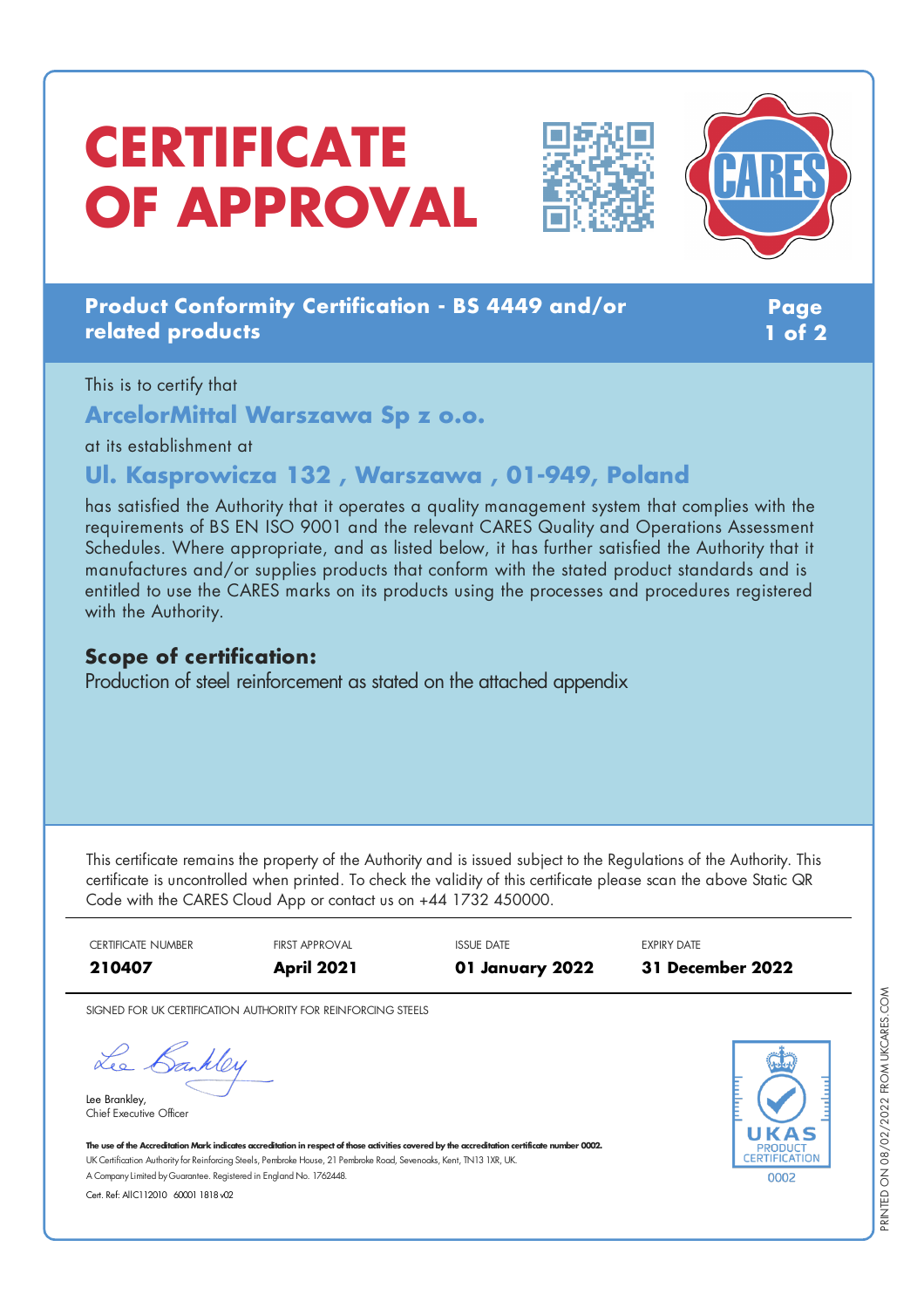# CERTIFICATE OF APPROVAL

**Product Conformity Certification - BS 4449 and/or related products**

This is to certify that

## ArcelorMittal Warszawa Sp z o.o.

at its establishment at

## Ul. Kasprowicza 132 , Warszawa , 01-949, Poland

has satisfied the Authority that it operates a quality management system that complies with the requirements of BS EN ISO 9001 and the relevant CARES Quality and Operations Assessment Schedules. Where appropriate, and as listed below, it has further satisfied the Authority that it manufactures and/or supplies products that conform with the stated product standards and is entitled to use the CARES marks on its products using the processes and procedures registered with the Authority.

### Scope of certification:

Production of steel reinforcement as stated on the attached appendix

This certificate remains the property of the Authority and is issued subject to the Regulations of the Authority. This certificate is uncontrolled when printed. To check the validity of this certificate please scan the above Static QR Code with the CARES Cloud App or contact us on +44 1732 450000.

| CERTIFICATE NUMBER | FIRST APPROVAL | ISSUE DATE | EXPIRY DATE |
|---|---|---|---|
| **210407** | **April 2021** | **01 January 2022** | **31 December 2022** |

SIGNED FOR UK CERTIFICATION AUTHORITY FOR REINFORCING STEELS

Lee Brankley,
Chief Executive Officer

**The use of the Accreditation Mark indicates accreditation in respect of those activities covered by the accreditation certificate number 0002.**
UK Certification Authority for Reinforcing Steels, Pembroke House, 21 Pembroke Road, Sevenoaks, Kent, TN13 1XR, UK.
A Company Limited by Guarantee. Registered in England No. 1762448.
Cert. Ref: AIIC112010 60001 1818 v02

UKAS PRODUCT CERTIFICATION 0002

PRINTED ON 08/02/2022 FROM UKCARES.COM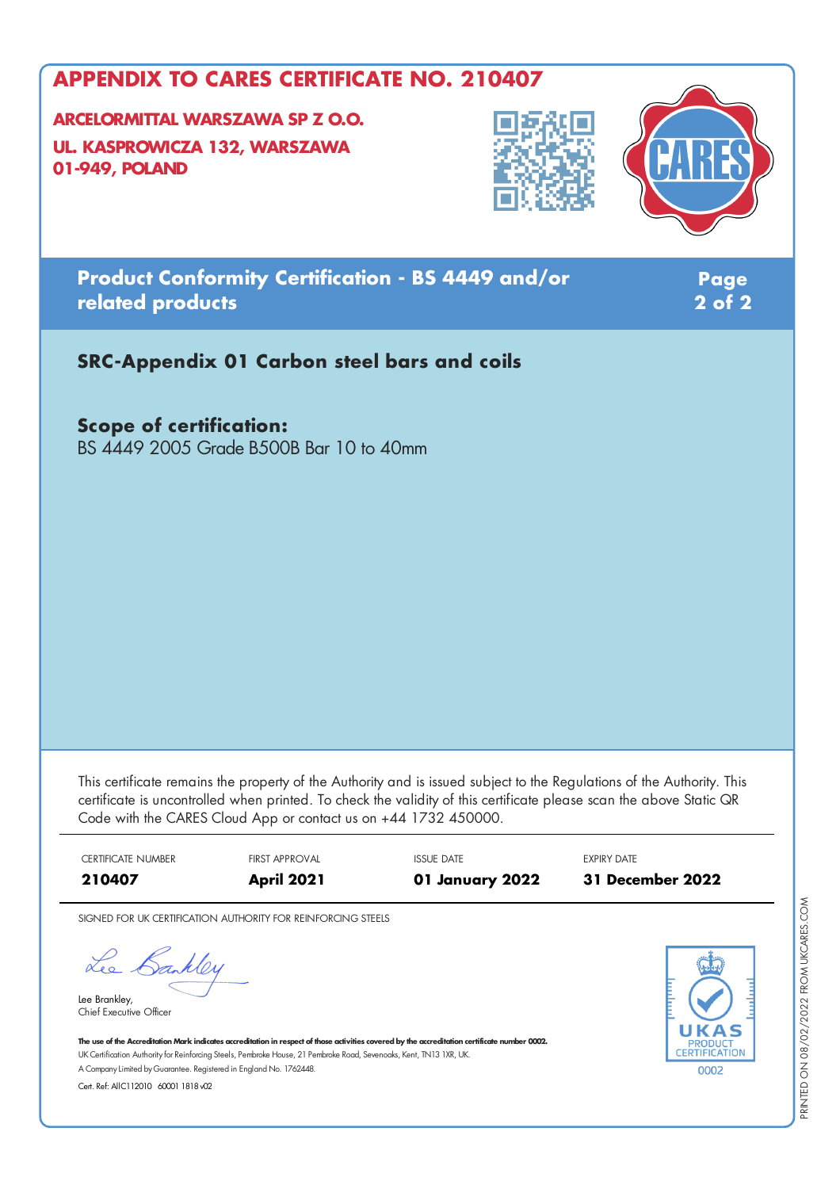# APPENDIX TO CARES CERTIFICATE NO. 210407

**ARCELORMITTAL WARSZAWA SP Z O.O.**
**UL. KASPROWICZA 132, WARSZAWA**
**01-949, POLAND**

## Product Conformity Certification - BS 4449 and/or related products

### SRC-Appendix 01 Carbon steel bars and coils

**Scope of certification:**
BS 4449 2005 Grade B500B Bar 10 to 40mm

This certificate remains the property of the Authority and is issued subject to the Regulations of the Authority. This certificate is uncontrolled when printed. To check the validity of this certificate please scan the above Static QR Code with the CARES Cloud App or contact us on +44 1732 450000.

| CERTIFICATE NUMBER | FIRST APPROVAL | ISSUE DATE | EXPIRY DATE |
|---|---|---|---|
| **210407** | **April 2021** | **01 January 2022** | **31 December 2022** |

SIGNED FOR UK CERTIFICATION AUTHORITY FOR REINFORCING STEELS

Lee Brankley,
Chief Executive Officer

**The use of the Accreditation Mark indicates accreditation in respect of those activities covered by the accreditation certificate number 0002.**
UK Certification Authority for Reinforcing Steels, Pembroke House, 21 Pembroke Road, Sevenoaks, Kent, TN13 1XR, UK.
A Company Limited by Guarantee. Registered in England No. 1762448.

Cert. Ref: AIIC112010 60001 1818 v02

UKAS PRODUCT CERTIFICATION 0002

PRINTED ON 08/02/2022 FROM UKCARES.COM